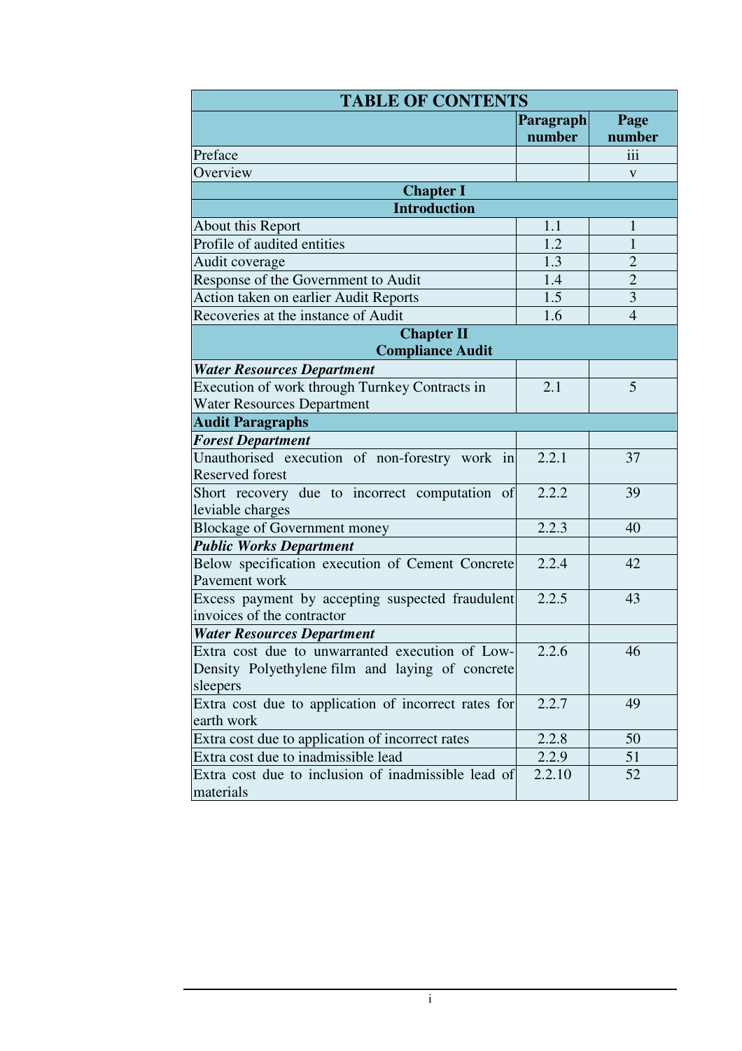| TABLE OF CONTENTS | | |
|---|---|---|
| | **Paragraph number** | **Page number** |
| Preface | | iii |
| Overview | | v |
| **Chapter I** | | |
| **Introduction** | | |
| About this Report | 1.1 | 1 |
| Profile of audited entities | 1.2 | 1 |
| Audit coverage | 1.3 | 2 |
| Response of the Government to Audit | 1.4 | 2 |
| Action taken on earlier Audit Reports | 1.5 | 3 |
| Recoveries at the instance of Audit | 1.6 | 4 |
| **Chapter II Compliance Audit** | | |
| ***Water Resources Department*** | | |
| Execution of work through Turnkey Contracts in Water Resources Department | 2.1 | 5 |
| **Audit Paragraphs** | | |
| ***Forest Department*** | | |
| Unauthorised execution of non-forestry work in Reserved forest | 2.2.1 | 37 |
| Short recovery due to incorrect computation of leviable charges | 2.2.2 | 39 |
| Blockage of Government money | 2.2.3 | 40 |
| ***Public Works Department*** | | |
| Below specification execution of Cement Concrete Pavement work | 2.2.4 | 42 |
| Excess payment by accepting suspected fraudulent invoices of the contractor | 2.2.5 | 43 |
| ***Water Resources Department*** | | |
| Extra cost due to unwarranted execution of Low-Density Polyethylene film and laying of concrete sleepers | 2.2.6 | 46 |
| Extra cost due to application of incorrect rates for earth work | 2.2.7 | 49 |
| Extra cost due to application of incorrect rates | 2.2.8 | 50 |
| Extra cost due to inadmissible lead | 2.2.9 | 51 |
| Extra cost due to inclusion of inadmissible lead of materials | 2.2.10 | 52 |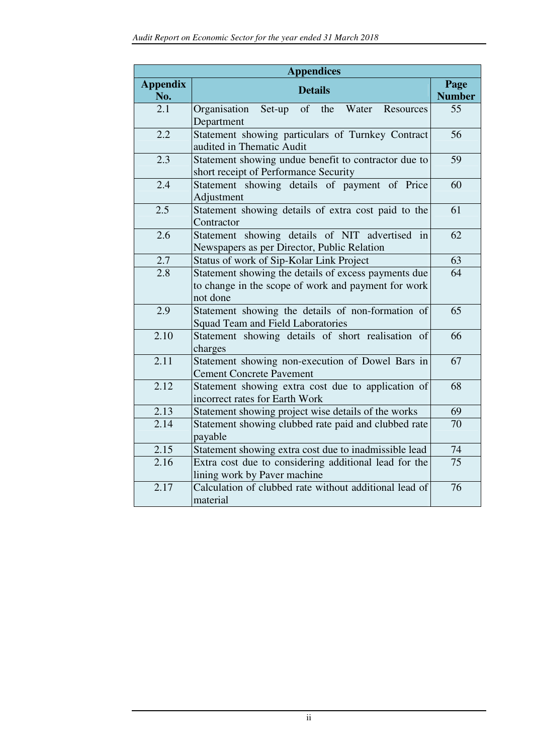| Appendices | | |
|---|---|---|
| **Appendix No.** | **Details** | **Page Number** |
| 2.1 | Organisation Set-up of the Water Resources Department | 55 |
| 2.2 | Statement showing particulars of Turnkey Contract audited in Thematic Audit | 56 |
| 2.3 | Statement showing undue benefit to contractor due to short receipt of Performance Security | 59 |
| 2.4 | Statement showing details of payment of Price Adjustment | 60 |
| 2.5 | Statement showing details of extra cost paid to the Contractor | 61 |
| 2.6 | Statement showing details of NIT advertised in Newspapers as per Director, Public Relation | 62 |
| 2.7 | Status of work of Sip-Kolar Link Project | 63 |
| 2.8 | Statement showing the details of excess payments due to change in the scope of work and payment for work not done | 64 |
| 2.9 | Statement showing the details of non-formation of Squad Team and Field Laboratories | 65 |
| 2.10 | Statement showing details of short realisation of charges | 66 |
| 2.11 | Statement showing non-execution of Dowel Bars in Cement Concrete Pavement | 67 |
| 2.12 | Statement showing extra cost due to application of incorrect rates for Earth Work | 68 |
| 2.13 | Statement showing project wise details of the works | 69 |
| 2.14 | Statement showing clubbed rate paid and clubbed rate payable | 70 |
| 2.15 | Statement showing extra cost due to inadmissible lead | 74 |
| 2.16 | Extra cost due to considering additional lead for the lining work by Paver machine | 75 |
| 2.17 | Calculation of clubbed rate without additional lead of material | 76 |